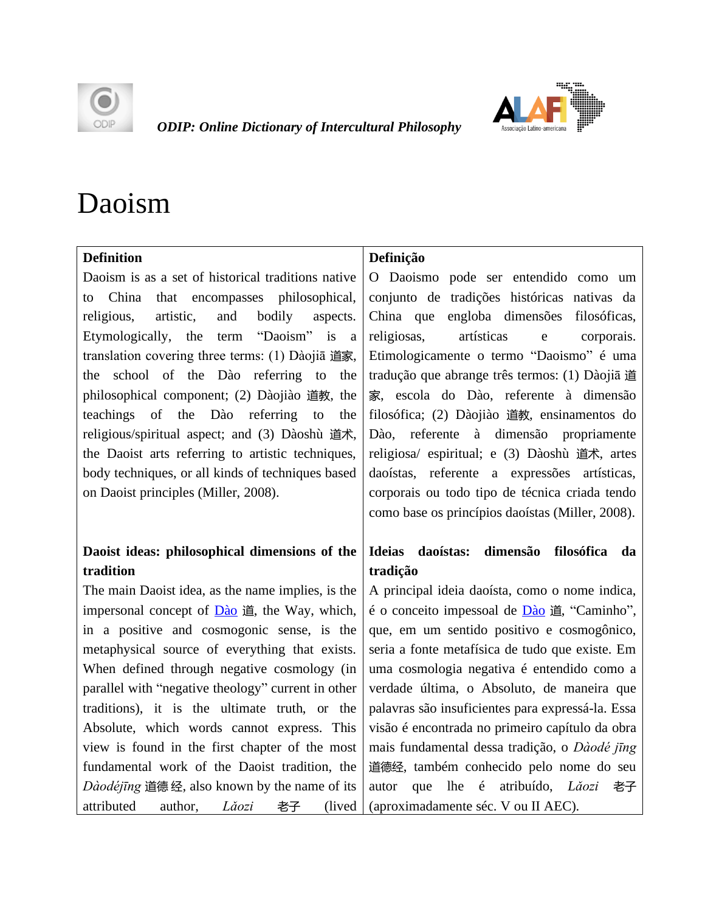*ODIP: Online Dictionary of Intercultural Philosophy*

# Daoism

| | |
|---|---|
| **Definition** Daoism is as a set of historical traditions native to China that encompasses philosophical, religious, artistic, and bodily aspects. Etymologically, the term “Daoism” is a translation covering three terms: (1) Dàojiā 道家, the school of the Dào referring to the philosophical component; (2) Dàojiào 道教, the teachings of the Dào referring to the religious/spiritual aspect; and (3) Dàoshù 道术, the Daoist arts referring to artistic techniques, body techniques, or all kinds of techniques based on Daoist principles (Miller, 2008). | **Definição** O Daoismo pode ser entendido como um conjunto de tradições históricas nativas da China que engloba dimensões filosóficas, religiosas, artísticas e corporais. Etimologicamente o termo “Daoismo” é uma tradução que abrange três termos: (1) Dàojiā 道家, escola do Dào, referente à dimensão filosófica; (2) Dàojiào 道教, ensinamentos do Dào, referente à dimensão propriamente religiosa/ espiritual; e (3) Dàoshù 道术, artes daoístas, referente a expressões artísticas, corporais ou todo tipo de técnica criada tendo como base os princípios daoístas (Miller, 2008). |
| **Daoist ideas: philosophical dimensions of the tradition** The main Daoist idea, as the name implies, is the impersonal concept of Dào 道, the Way, which, in a positive and cosmogonic sense, is the metaphysical source of everything that exists. When defined through negative cosmology (in parallel with “negative theology” current in other traditions), it is the ultimate truth, or the Absolute, which words cannot express. This view is found in the first chapter of the most fundamental work of the Daoist tradition, the *Dàodéjīng* 道德经, also known by the name of its attributed author, *Lǎozi* 老子 (lived | **Ideias daoístas: dimensão filosófica da tradição** A principal ideia daoísta, como o nome indica, é o conceito impessoal de Dào 道, “Caminho”, que, em um sentido positivo e cosmogônico, seria a fonte metafísica de tudo que existe. Em uma cosmologia negativa é entendido como a verdade última, o Absoluto, de maneira que palavras são insuficientes para expressá-la. Essa visão é encontrada no primeiro capítulo da obra mais fundamental dessa tradição, o *Dàodé jīng* 道德经, também conhecido pelo nome do seu autor que lhe é atribuído, *Lǎozi* 老子 (aproximadamente séc. V ou II AEC). |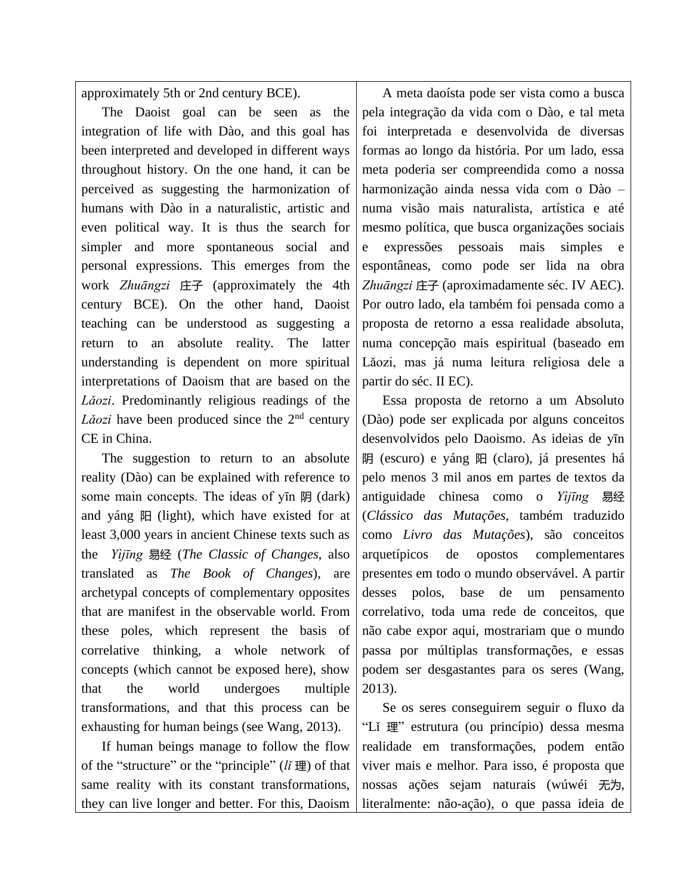| | |
|---|---|
| approximately 5th or 2nd century BCE).<br><br>The Daoist goal can be seen as the integration of life with Dào, and this goal has been interpreted and developed in different ways throughout history. On the one hand, it can be perceived as suggesting the harmonization of humans with Dào in a naturalistic, artistic and even political way. It is thus the search for simpler and more spontaneous social and personal expressions. This emerges from the work *Zhuāngzi* 庄子 (approximately the 4th century BCE). On the other hand, Daoist teaching can be understood as suggesting a return to an absolute reality. The latter understanding is dependent on more spiritual interpretations of Daoism that are based on the *Lǎozi*. Predominantly religious readings of the *Lǎozi* have been produced since the 2nd century CE in China.<br><br>The suggestion to return to an absolute reality (Dào) can be explained with reference to some main concepts. The ideas of yīn 阴 (dark) and yáng 阳 (light), which have existed for at least 3,000 years in ancient Chinese texts such as the *Yìjīng* 易经 (*The Classic of Changes*, also translated as *The Book of Changes*), are archetypal concepts of complementary opposites that are manifest in the observable world. From these poles, which represent the basis of correlative thinking, a whole network of concepts (which cannot be exposed here), show that the world undergoes multiple transformations, and that this process can be exhausting for human beings (see Wang, 2013).<br><br>If human beings manage to follow the flow of the "structure" or the "principle" (*lǐ* 理) of that same reality with its constant transformations, they can live longer and better. For this, Daoism | A meta daoísta pode ser vista como a busca pela integração da vida com o Dào, e tal meta foi interpretada e desenvolvida de diversas formas ao longo da história. Por um lado, essa meta poderia ser compreendida como a nossa harmonização ainda nessa vida com o Dào – numa visão mais naturalista, artística e até mesmo política, que busca organizações sociais e expressões pessoais mais simples e espontâneas, como pode ser lida na obra *Zhuāngzi* 庄子 (aproximadamente séc. IV AEC). Por outro lado, ela também foi pensada como a proposta de retorno a essa realidade absoluta, numa concepção mais espiritual (baseado em Lǎozi, mas já numa leitura religiosa dele a partir do séc. II EC).<br><br>Essa proposta de retorno a um Absoluto (Dào) pode ser explicada por alguns conceitos desenvolvidos pelo Daoismo. As ideias de yīn 阴 (escuro) e yáng 阳 (claro), já presentes há pelo menos 3 mil anos em partes de textos da antiguidade chinesa como o *Yìjīng* 易经 (*Clássico das Mutações*, também traduzido como *Livro das Mutações*), são conceitos arquetípicos de opostos complementares presentes em todo o mundo observável. A partir desses polos, base de um pensamento correlativo, toda uma rede de conceitos, que não cabe expor aqui, mostrariam que o mundo passa por múltiplas transformações, e essas podem ser desgastantes para os seres (Wang, 2013).<br><br>Se os seres conseguirem seguir o fluxo da "Lǐ 理" estrutura (ou princípio) dessa mesma realidade em transformações, podem então viver mais e melhor. Para isso, é proposta que nossas ações sejam naturais (wúwéi 无为, literalmente: não-ação), o que passa ideia de |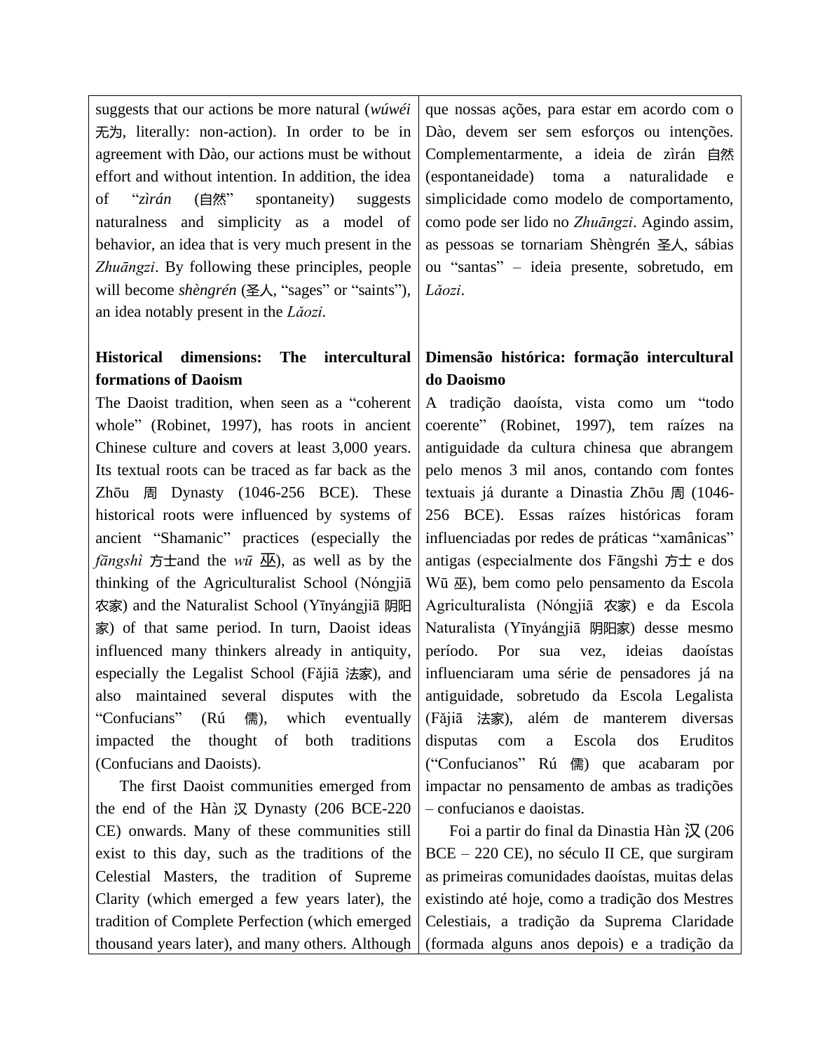| | |
|---|---|
| suggests that our actions be more natural (*wúwéi* 无为, literally: non-action). In order to be in agreement with Dào, our actions must be without effort and without intention. In addition, the idea of "*zìrán* (自然" spontaneity) suggests naturalness and simplicity as a model of behavior, an idea that is very much present in the *Zhuāngzi*. By following these principles, people will become *shèngrén* (圣人, "sages" or "saints"), an idea notably present in the *Lǎozi*. | que nossas ações, para estar em acordo com o Dào, devem ser sem esforços ou intenções. Complementarmente, a ideia de zìrán 自然 (espontaneidade) toma a naturalidade e simplicidade como modelo de comportamento, como pode ser lido no *Zhuāngzi*. Agindo assim, as pessoas se tornariam Shèngrén 圣人, sábias ou "santas" – ideia presente, sobretudo, em *Lǎozi*. |
| **Historical dimensions: The intercultural formations of Daoism** | **Dimensão histórica: formação intercultural do Daoismo** |
| The Daoist tradition, when seen as a "coherent whole" (Robinet, 1997), has roots in ancient Chinese culture and covers at least 3,000 years. Its textual roots can be traced as far back as the Zhōu 周 Dynasty (1046-256 BCE). These historical roots were influenced by systems of ancient "Shamanic" practices (especially the *fāngshì* 方士and the *wū* 巫), as well as by the thinking of the Agriculturalist School (Nóngjiā 农家) and the Naturalist School (Yīnyángjiā 阴阳家) of that same period. In turn, Daoist ideas influenced many thinkers already in antiquity, especially the Legalist School (Fǎjiā 法家), and also maintained several disputes with the "Confucians" (Rú 儒), which eventually impacted the thought of both traditions (Confucians and Daoists). | A tradição daoísta, vista como um "todo coerente" (Robinet, 1997), tem raízes na antiguidade da cultura chinesa que abrangem pelo menos 3 mil anos, contando com fontes textuais já durante a Dinastia Zhōu 周 (1046-256 BCE). Essas raízes históricas foram influenciadas por redes de práticas "xamânicas" antigas (especialmente dos Fāngshì 方士 e dos Wū 巫), bem como pelo pensamento da Escola Agriculturalista (Nóngjiā 农家) e da Escola Naturalista (Yīnyángjiā 阴阳家) desse mesmo período. Por sua vez, ideias daoístas influenciaram uma série de pensadores já na antiguidade, sobretudo da Escola Legalista (Fǎjiā 法家), além de manterem diversas disputas com a Escola dos Eruditos ("Confucianos" Rú 儒) que acabaram por impactar no pensamento de ambas as tradições – confucianos e daoistas. |
| The first Daoist communities emerged from the end of the Hàn 汉 Dynasty (206 BCE-220 CE) onwards. Many of these communities still exist to this day, such as the traditions of the Celestial Masters, the tradition of Supreme Clarity (which emerged a few years later), the tradition of Complete Perfection (which emerged thousand years later), and many others. Although | Foi a partir do final da Dinastia Hàn 汉 (206 BCE – 220 CE), no século II CE, que surgiram as primeiras comunidades daoístas, muitas delas existindo até hoje, como a tradição dos Mestres Celestiais, a tradição da Suprema Claridade (formada alguns anos depois) e a tradição da |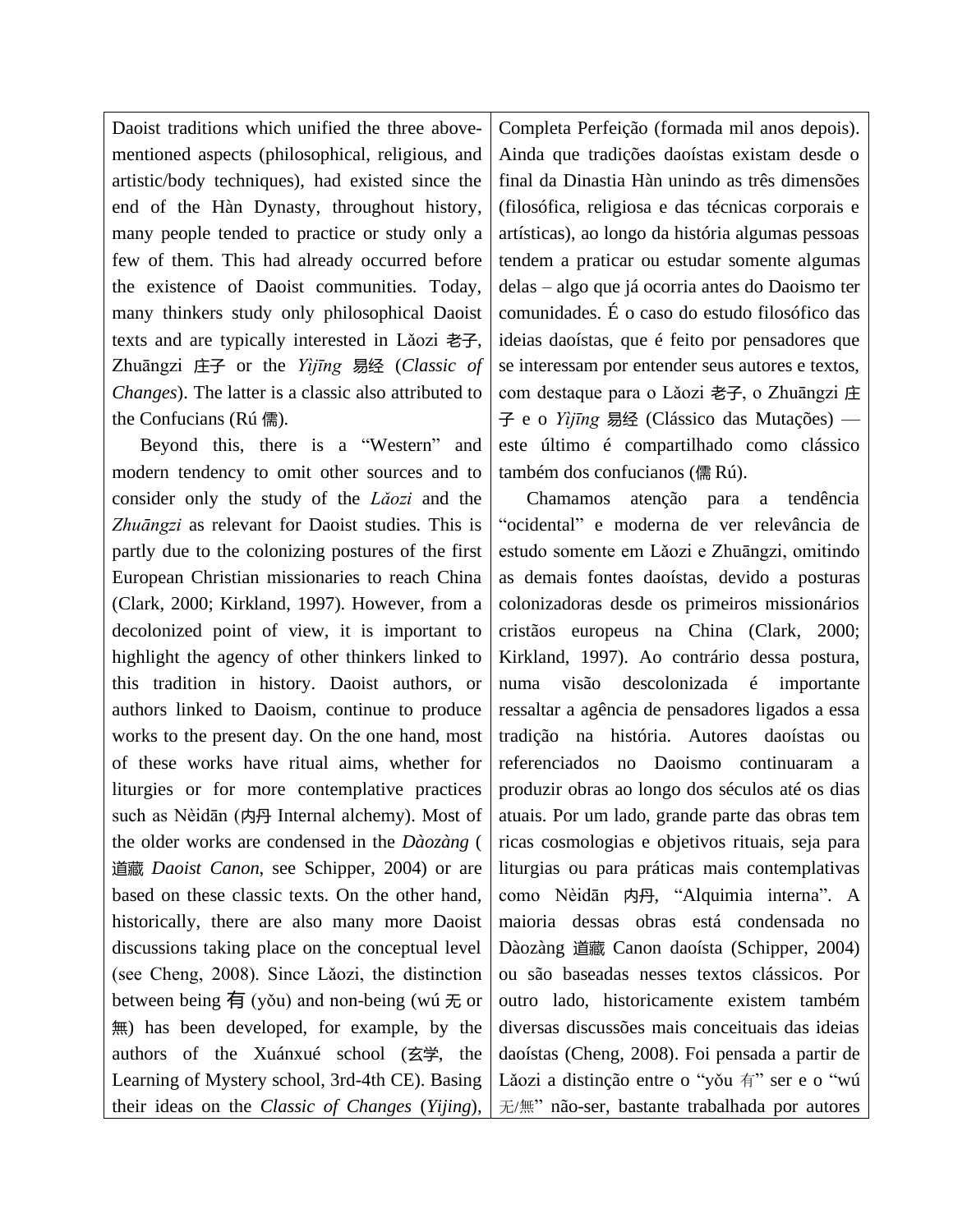| | |
|---|---|
| Daoist traditions which unified the three above-mentioned aspects (philosophical, religious, and artistic/body techniques), had existed since the end of the Hàn Dynasty, throughout history, many people tended to practice or study only a few of them. This had already occurred before the existence of Daoist communities. Today, many thinkers study only philosophical Daoist texts and are typically interested in Lǎozi 老子, Zhuāngzi 庄子 or the *Yìjīng* 易经 (*Classic of Changes*). The latter is a classic also attributed to the Confucians (Rú 儒).<br><br>Beyond this, there is a "Western" and modern tendency to omit other sources and to consider only the study of the *Lǎozi* and the *Zhuāngzi* as relevant for Daoist studies. This is partly due to the colonizing postures of the first European Christian missionaries to reach China (Clark, 2000; Kirkland, 1997). However, from a decolonized point of view, it is important to highlight the agency of other thinkers linked to this tradition in history. Daoist authors, or authors linked to Daoism, continue to produce works to the present day. On the one hand, most of these works have ritual aims, whether for liturgies or for more contemplative practices such as Nèidān (内丹 Internal alchemy). Most of the older works are condensed in the *Dàozàng* (道藏 *Daoist Canon*, see Schipper, 2004) or are based on these classic texts. On the other hand, historically, there are also many more Daoist discussions taking place on the conceptual level (see Cheng, 2008). Since Lǎozi, the distinction between being 有 (yǒu) and non-being (wú 无 or 無) has been developed, for example, by the authors of the Xuánxué school (玄学, the Learning of Mystery school, 3rd-4th CE). Basing their ideas on the *Classic of Changes* (*Yijing*), | Completa Perfeição (formada mil anos depois). Ainda que tradições daoístas existam desde o final da Dinastia Hàn unindo as três dimensões (filosófica, religiosa e das técnicas corporais e artísticas), ao longo da história algumas pessoas tendem a praticar ou estudar somente algumas delas – algo que já ocorria antes do Daoismo ter comunidades. É o caso do estudo filosófico das ideias daoístas, que é feito por pensadores que se interessam por entender seus autores e textos, com destaque para o Lǎozi 老子, o Zhuāngzi 庄子 e o *Yìjīng* 易经 (Clássico das Mutações) — este último é compartilhado como clássico também dos confucianos (儒 Rú).<br><br>Chamamos atenção para a tendência "ocidental" e moderna de ver relevância de estudo somente em Lǎozi e Zhuāngzi, omitindo as demais fontes daoístas, devido a posturas colonizadoras desde os primeiros missionários cristãos europeus na China (Clark, 2000; Kirkland, 1997). Ao contrário dessa postura, numa visão descolonizada é importante ressaltar a agência de pensadores ligados a essa tradição na história. Autores daoístas ou referenciados no Daoismo continuaram a produzir obras ao longo dos séculos até os dias atuais. Por um lado, grande parte das obras tem ricas cosmologias e objetivos rituais, seja para liturgias ou para práticas mais contemplativas como Nèidān 内丹, "Alquimia interna". A maioria dessas obras está condensada no Dàozàng 道藏 Canon daoísta (Schipper, 2004) ou são baseadas nesses textos clássicos. Por outro lado, historicamente existem também diversas discussões mais conceituais das ideias daoístas (Cheng, 2008). Foi pensada a partir de Lǎozi a distinção entre o "yǒu 有" ser e o "wú 无/無" não-ser, bastante trabalhada por autores |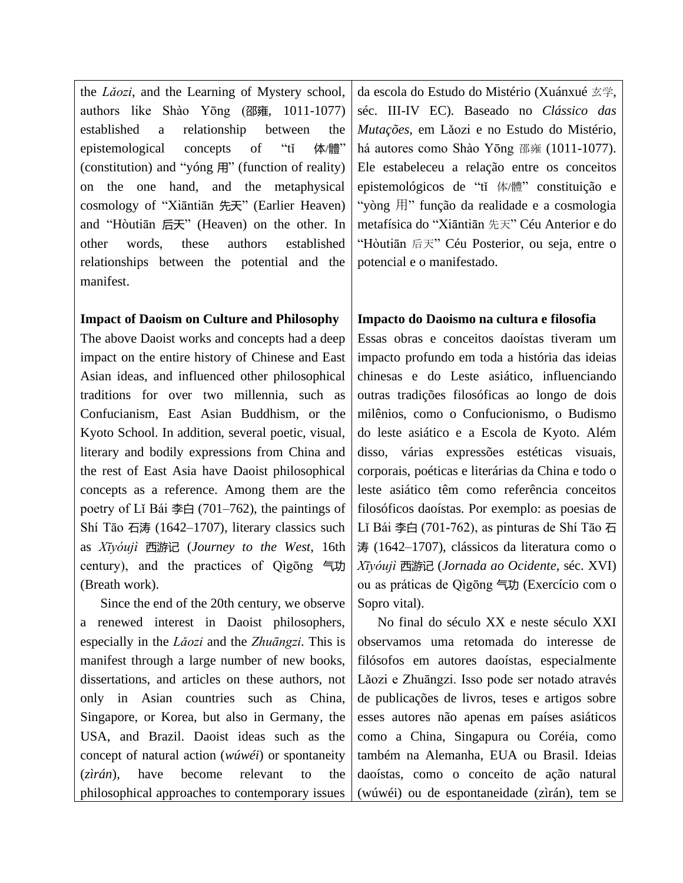| | |
|---|---|
| the *Lăozi*, and the Learning of Mystery school, authors like Shào Yōng (邵雍, 1011-1077) established a relationship between the epistemological concepts of "tǐ 体/體" (constitution) and "yóng 用" (function of reality) on the one hand, and the metaphysical cosmology of "Xiāntiān 先天" (Earlier Heaven) and "Hòutiān 后天" (Heaven) on the other. In other words, these authors established relationships between the potential and the manifest. | da escola do Estudo do Mistério (Xuánxué 玄学, séc. III-IV EC). Baseado no *Clássico das Mutações*, em Lǎozi e no Estudo do Mistério, há autores como Shào Yōng 邵雍 (1011-1077). Ele estabeleceu a relação entre os conceitos epistemológicos de "tǐ 体/體" constituição e "yòng 用" função da realidade e a cosmologia metafísica do "Xiāntiān 先天" Céu Anterior e do "Hòutiān 后天" Céu Posterior, ou seja, entre o potencial e o manifestado. |
| **Impact of Daoism on Culture and Philosophy** The above Daoist works and concepts had a deep impact on the entire history of Chinese and East Asian ideas, and influenced other philosophical traditions for over two millennia, such as Confucianism, East Asian Buddhism, or the Kyoto School. In addition, several poetic, visual, literary and bodily expressions from China and the rest of East Asia have Daoist philosophical concepts as a reference. Among them are the poetry of Lǐ Bái 李白 (701–762), the paintings of Shí Tāo 石涛 (1642–1707), literary classics such as *Xīyóujì* 西游记 (*Journey to the West*, 16th century), and the practices of Qìgōng 气功 (Breath work). | **Impacto do Daoismo na cultura e filosofia** Essas obras e conceitos daoístas tiveram um impacto profundo em toda a história das ideias chinesas e do Leste asiático, influenciando outras tradições filosóficas ao longo de dois milênios, como o Confucionismo, o Budismo do leste asiático e a Escola de Kyoto. Além disso, várias expressões estéticas visuais, corporais, poéticas e literárias da China e todo o leste asiático têm como referência conceitos filosóficos daoístas. Por exemplo: as poesias de Lǐ Bái 李白 (701-762), as pinturas de Shí Tāo 石涛 (1642–1707), clássicos da literatura como o *Xīyóujì* 西游记 (*Jornada ao Ocidente*, séc. XVI) ou as práticas de Qìgōng 气功 (Exercício com o Sopro vital). |
| Since the end of the 20th century, we observe a renewed interest in Daoist philosophers, especially in the *Lăozi* and the *Zhuāngzi*. This is manifest through a large number of new books, dissertations, and articles on these authors, not only in Asian countries such as China, Singapore, or Korea, but also in Germany, the USA, and Brazil. Daoist ideas such as the concept of natural action (*wúwéi*) or spontaneity (*zìrán*), have become relevant to the philosophical approaches to contemporary issues | No final do século XX e neste século XXI observamos uma retomada do interesse de filósofos em autores daoístas, especialmente Lǎozi e Zhuāngzi. Isso pode ser notado através de publicações de livros, teses e artigos sobre esses autores não apenas em países asiáticos como a China, Singapura ou Coréia, como também na Alemanha, EUA ou Brasil. Ideias daoístas, como o conceito de ação natural (wúwéi) ou de espontaneidade (zìrán), tem se |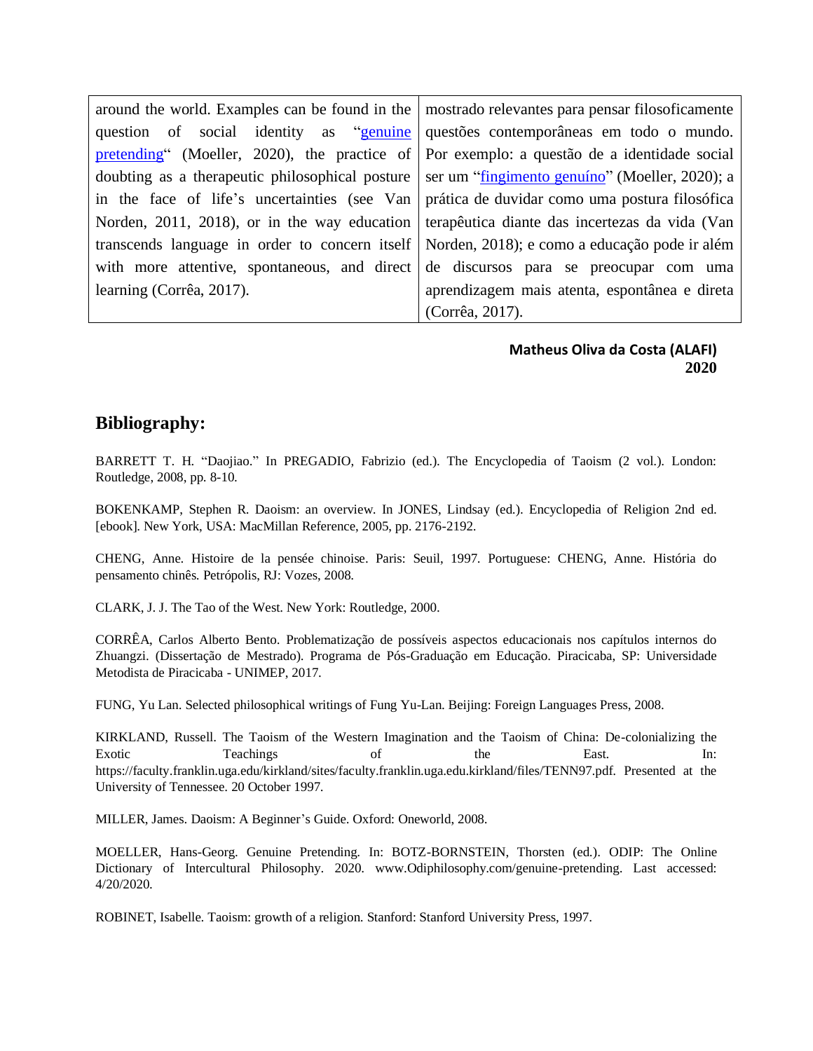| | |
|---|---|
| around the world. Examples can be found in the question of social identity as "genuine pretending" (Moeller, 2020), the practice of doubting as a therapeutic philosophical posture in the face of life's uncertainties (see Van Norden, 2011, 2018), or in the way education transcends language in order to concern itself with more attentive, spontaneous, and direct learning (Corrêa, 2017). | mostrado relevantes para pensar filosoficamente questões contemporâneas em todo o mundo. Por exemplo: a questão de a identidade social ser um "fingimento genuíno" (Moeller, 2020); a prática de duvidar como uma postura filosófica terapêutica diante das incertezas da vida (Van Norden, 2018); e como a educação pode ir além de discursos para se preocupar com uma aprendizagem mais atenta, espontânea e direta (Corrêa, 2017). |

**Matheus Oliva da Costa (ALAFI)**
**2020**

## Bibliography:

BARRETT T. H. "Daojiao." In PREGADIO, Fabrizio (ed.). The Encyclopedia of Taoism (2 vol.). London: Routledge, 2008, pp. 8-10.

BOKENKAMP, Stephen R. Daoism: an overview. In JONES, Lindsay (ed.). Encyclopedia of Religion 2nd ed. [ebook]. New York, USA: MacMillan Reference, 2005, pp. 2176-2192.

CHENG, Anne. Histoire de la pensée chinoise. Paris: Seuil, 1997. Portuguese: CHENG, Anne. História do pensamento chinês. Petrópolis, RJ: Vozes, 2008.

CLARK, J. J. The Tao of the West. New York: Routledge, 2000.

CORRÊA, Carlos Alberto Bento. Problematização de possíveis aspectos educacionais nos capítulos internos do Zhuangzi. (Dissertação de Mestrado). Programa de Pós-Graduação em Educação. Piracicaba, SP: Universidade Metodista de Piracicaba - UNIMEP, 2017.

FUNG, Yu Lan. Selected philosophical writings of Fung Yu-Lan. Beijing: Foreign Languages Press, 2008.

KIRKLAND, Russell. The Taoism of the Western Imagination and the Taoism of China: De-colonializing the Exotic Teachings of the East. In: https://faculty.franklin.uga.edu/kirkland/sites/faculty.franklin.uga.edu.kirkland/files/TENN97.pdf. Presented at the University of Tennessee. 20 October 1997.

MILLER, James. Daoism: A Beginner's Guide. Oxford: Oneworld, 2008.

MOELLER, Hans-Georg. Genuine Pretending. In: BOTZ-BORNSTEIN, Thorsten (ed.). ODIP: The Online Dictionary of Intercultural Philosophy. 2020. www.Odiphilosophy.com/genuine-pretending. Last accessed: 4/20/2020.

ROBINET, Isabelle. Taoism: growth of a religion. Stanford: Stanford University Press, 1997.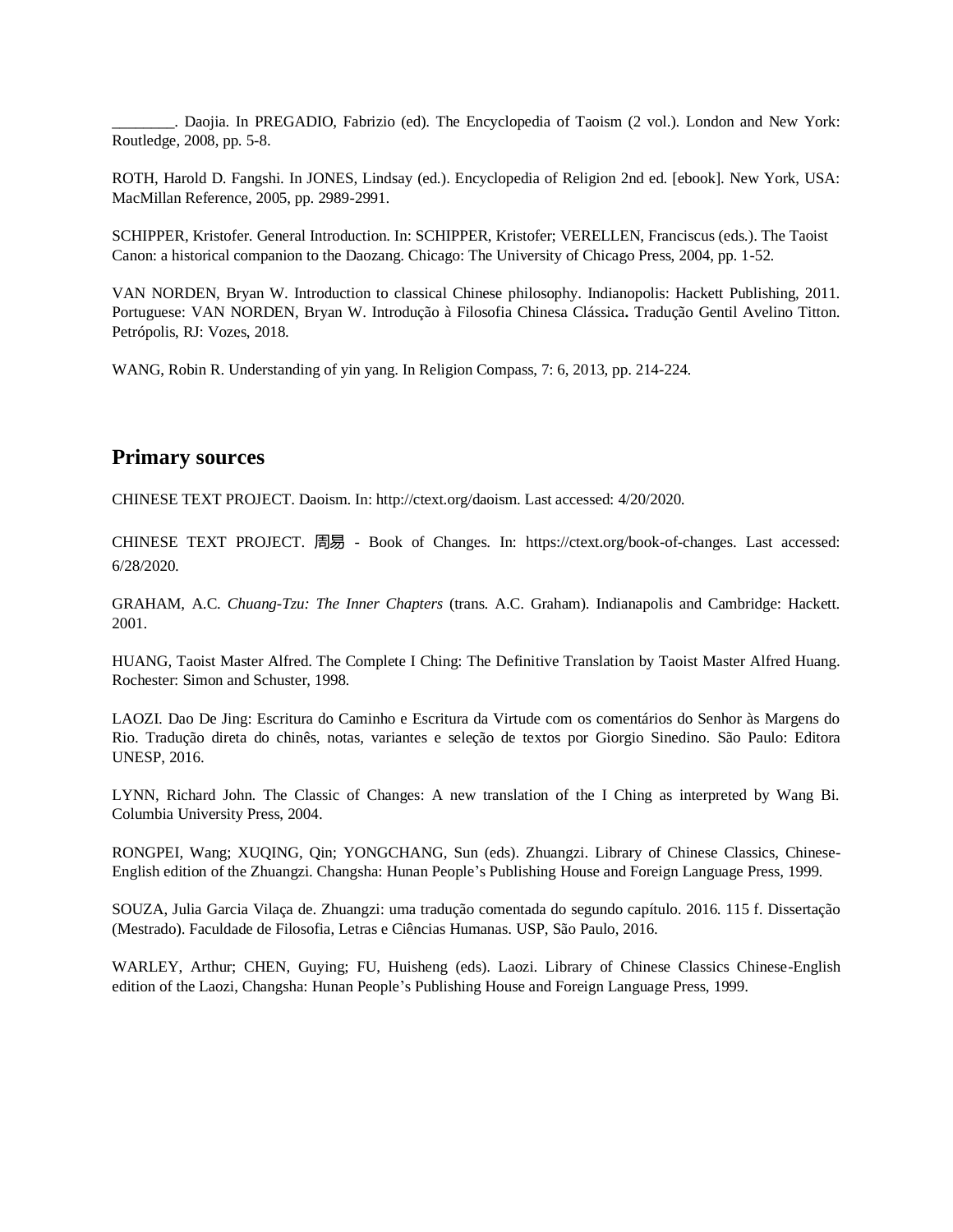________. Daojia. In PREGADIO, Fabrizio (ed). The Encyclopedia of Taoism (2 vol.). London and New York: Routledge, 2008, pp. 5-8.

ROTH, Harold D. Fangshi. In JONES, Lindsay (ed.). Encyclopedia of Religion 2nd ed. [ebook]. New York, USA: MacMillan Reference, 2005, pp. 2989-2991.

SCHIPPER, Kristofer. General Introduction. In: SCHIPPER, Kristofer; VERELLEN, Franciscus (eds.). The Taoist Canon: a historical companion to the Daozang. Chicago: The University of Chicago Press, 2004, pp. 1-52.

VAN NORDEN, Bryan W. Introduction to classical Chinese philosophy. Indianopolis: Hackett Publishing, 2011. Portuguese: VAN NORDEN, Bryan W. Introdução à Filosofia Chinesa Clássica**.** Tradução Gentil Avelino Titton. Petrópolis, RJ: Vozes, 2018.

WANG, Robin R. Understanding of yin yang. In Religion Compass, 7: 6, 2013, pp. 214-224.

## Primary sources

CHINESE TEXT PROJECT. Daoism. In: http://ctext.org/daoism. Last accessed: 4/20/2020.

CHINESE TEXT PROJECT. 周易 - Book of Changes. In: https://ctext.org/book-of-changes. Last accessed: 6/28/2020.

GRAHAM, A.C. *Chuang-Tzu: The Inner Chapters* (trans. A.C. Graham). Indianapolis and Cambridge: Hackett. 2001.

HUANG, Taoist Master Alfred. The Complete I Ching: The Definitive Translation by Taoist Master Alfred Huang. Rochester: Simon and Schuster, 1998.

LAOZI. Dao De Jing: Escritura do Caminho e Escritura da Virtude com os comentários do Senhor às Margens do Rio. Tradução direta do chinês, notas, variantes e seleção de textos por Giorgio Sinedino. São Paulo: Editora UNESP, 2016.

LYNN, Richard John. The Classic of Changes: A new translation of the I Ching as interpreted by Wang Bi. Columbia University Press, 2004.

RONGPEI, Wang; XUQING, Qin; YONGCHANG, Sun (eds). Zhuangzi. Library of Chinese Classics, Chinese-English edition of the Zhuangzi. Changsha: Hunan People's Publishing House and Foreign Language Press, 1999.

SOUZA, Julia Garcia Vilaça de. Zhuangzi: uma tradução comentada do segundo capítulo. 2016. 115 f. Dissertação (Mestrado). Faculdade de Filosofia, Letras e Ciências Humanas. USP, São Paulo, 2016.

WARLEY, Arthur; CHEN, Guying; FU, Huisheng (eds). Laozi. Library of Chinese Classics Chinese-English edition of the Laozi, Changsha: Hunan People's Publishing House and Foreign Language Press, 1999.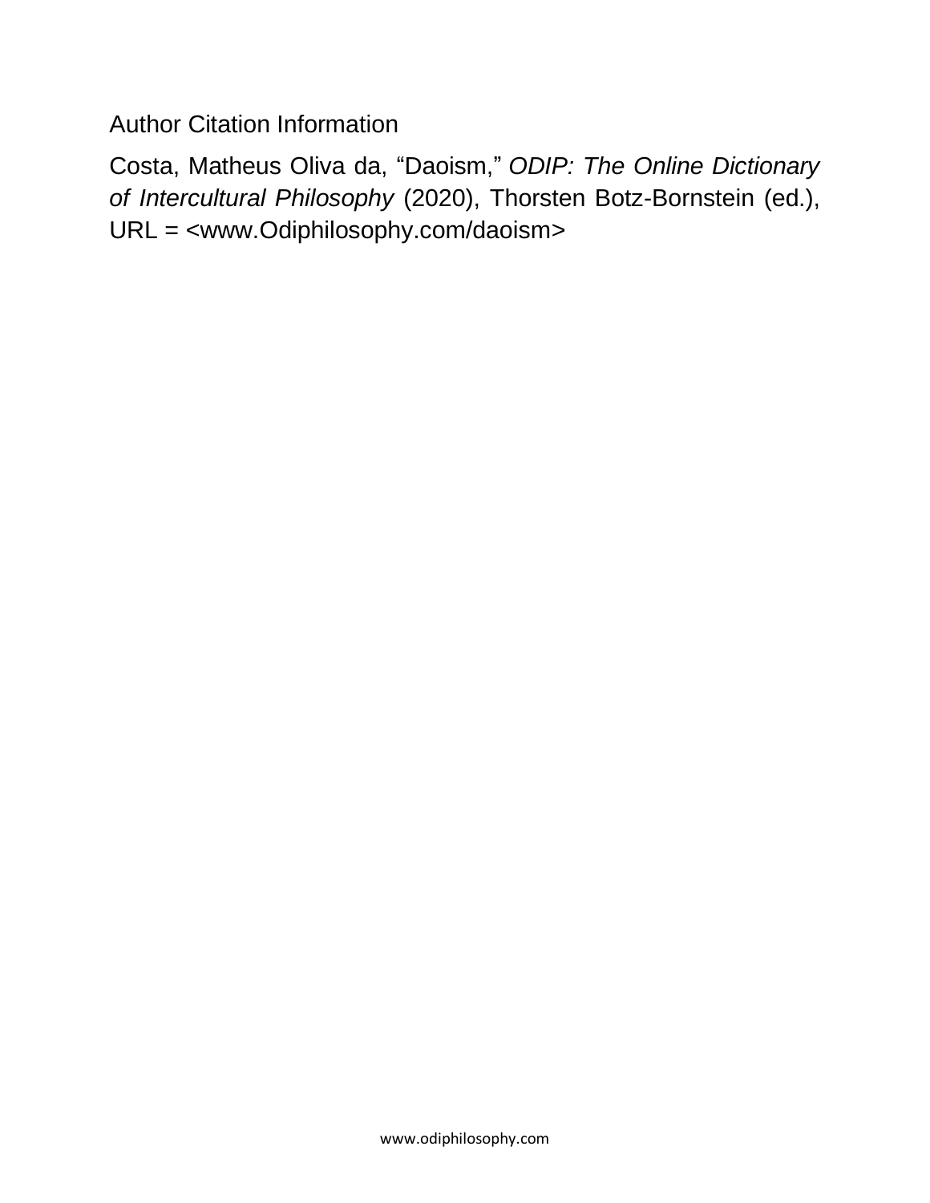Author Citation Information

Costa, Matheus Oliva da, "Daoism," *ODIP: The Online Dictionary of Intercultural Philosophy* (2020), Thorsten Botz-Bornstein (ed.), URL = <www.Odiphilosophy.com/daoism>